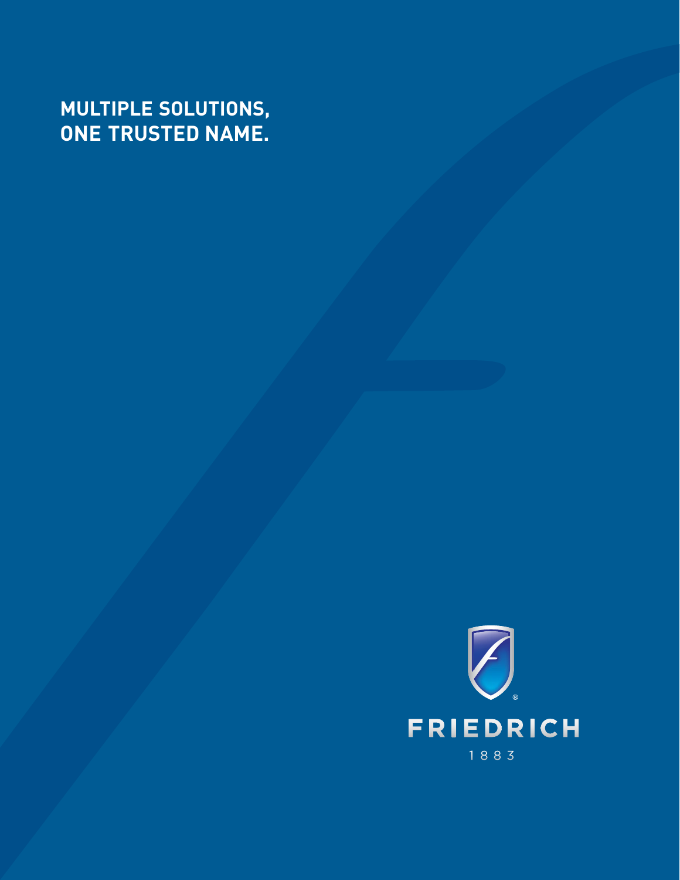# MULTIPLE SOLUTIONS, ONE TRUSTED NAME.

FRIEDRICH

1883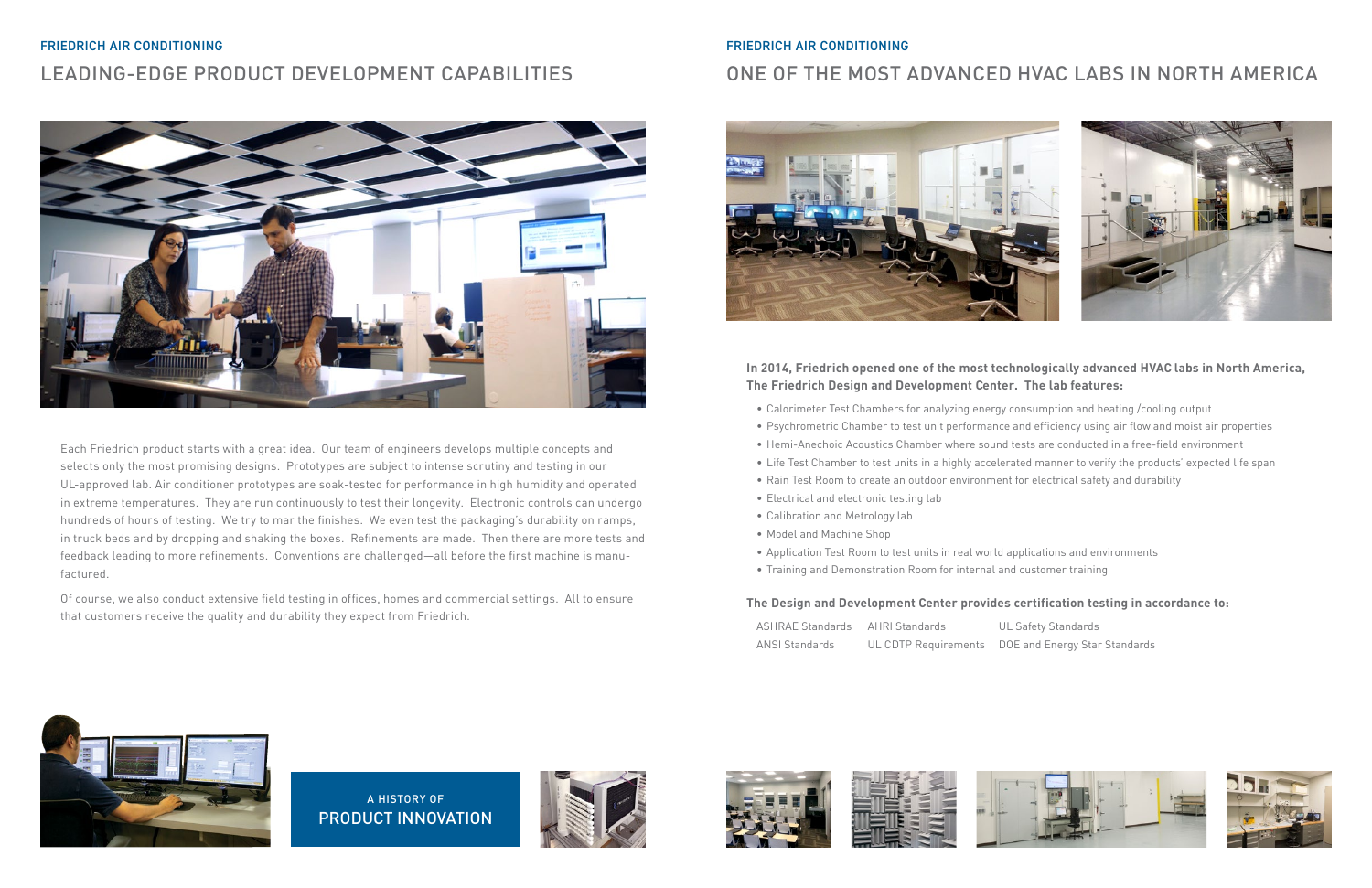FRIEDRICH AIR CONDITIONING

# LEADING-EDGE PRODUCT DEVELOPMENT CAPABILITIES

Each Friedrich product starts with a great idea. Our team of engineers develops multiple concepts and selects only the most promising designs. Prototypes are subject to intense scrutiny and testing in our UL-approved lab. Air conditioner prototypes are soak-tested for performance in high humidity and operated in extreme temperatures. They are run continuously to test their longevity. Electronic controls can undergo hundreds of hours of testing. We try to mar the finishes. We even test the packaging's durability on ramps, in truck beds and by dropping and shaking the boxes. Refinements are made. Then there are more tests and feedback leading to more refinements. Conventions are challenged—all before the first machine is manufactured.

Of course, we also conduct extensive field testing in offices, homes and commercial settings. All to ensure that customers receive the quality and durability they expect from Friedrich.

A HISTORY OF
PRODUCT INNOVATION

FRIEDRICH AIR CONDITIONING

# ONE OF THE MOST ADVANCED HVAC LABS IN NORTH AMERICA

**In 2014, Friedrich opened one of the most technologically advanced HVAC labs in North America, The Friedrich Design and Development Center. The lab features:**

- Calorimeter Test Chambers for analyzing energy consumption and heating /cooling output
- Psychrometric Chamber to test unit performance and efficiency using air flow and moist air properties
- Hemi-Anechoic Acoustics Chamber where sound tests are conducted in a free-field environment
- Life Test Chamber to test units in a highly accelerated manner to verify the products' expected life span
- Rain Test Room to create an outdoor environment for electrical safety and durability
- Electrical and electronic testing lab
- Calibration and Metrology lab
- Model and Machine Shop
- Application Test Room to test units in real world applications and environments
- Training and Demonstration Room for internal and customer training

**The Design and Development Center provides certification testing in accordance to:**

| | | |
|---|---|---|
| ASHRAE Standards | AHRI Standards | UL Safety Standards |
| ANSI Standards | UL CDTP Requirements | DOE and Energy Star Standards |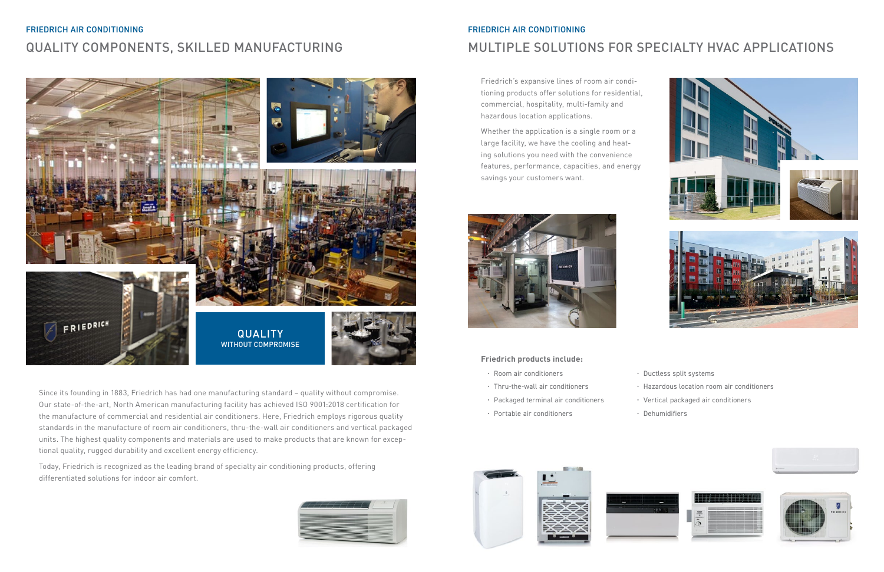## FRIEDRICH AIR CONDITIONING

# QUALITY COMPONENTS, SKILLED MANUFACTURING

**QUALITY**
WITHOUT COMPROMISE

Since its founding in 1883, Friedrich has had one manufacturing standard – quality without compromise. Our state-of-the-art, North American manufacturing facility has achieved ISO 9001:2018 certification for the manufacture of commercial and residential air conditioners. Here, Friedrich employs rigorous quality standards in the manufacture of room air conditioners, thru-the-wall air conditioners and vertical packaged units. The highest quality components and materials are used to make products that are known for exceptional quality, rugged durability and excellent energy efficiency.

Today, Friedrich is recognized as the leading brand of specialty air conditioning products, offering differentiated solutions for indoor air comfort.

## FRIEDRICH AIR CONDITIONING

# MULTIPLE SOLUTIONS FOR SPECIALTY HVAC APPLICATIONS

Friedrich's expansive lines of room air conditioning products offer solutions for residential, commercial, hospitality, multi-family and hazardous location applications.

Whether the application is a single room or a large facility, we have the cooling and heating solutions you need with the convenience features, performance, capacities, and energy savings your customers want.

**Friedrich products include:**

- Room air conditioners
- Thru-the-wall air conditioners
- Packaged terminal air conditioners
- Portable air conditioners
- Ductless split systems
- Hazardous location room air conditioners
- Vertical packaged air conditioners
- Dehumidifiers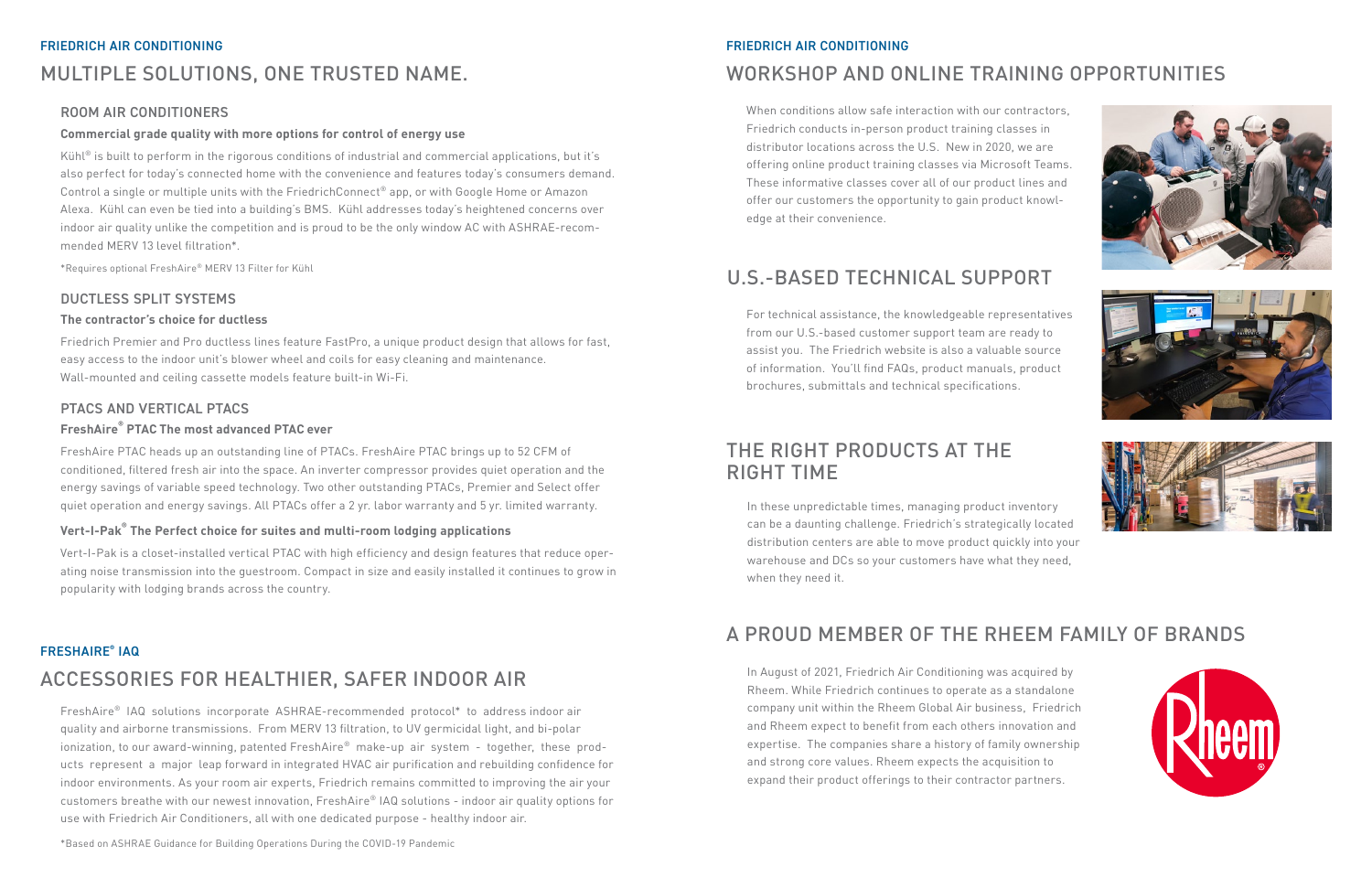FRIEDRICH AIR CONDITIONING

# MULTIPLE SOLUTIONS, ONE TRUSTED NAME.

## ROOM AIR CONDITIONERS

**Commercial grade quality with more options for control of energy use**

Kühl® is built to perform in the rigorous conditions of industrial and commercial applications, but it's also perfect for today's connected home with the convenience and features today's consumers demand. Control a single or multiple units with the FriedrichConnect® app, or with Google Home or Amazon Alexa. Kühl can even be tied into a building's BMS. Kühl addresses today's heightened concerns over indoor air quality unlike the competition and is proud to be the only window AC with ASHRAE-recommended MERV 13 level filtration*.

*Requires optional FreshAire® MERV 13 Filter for Kühl

## DUCTLESS SPLIT SYSTEMS

**The contractor's choice for ductless**

Friedrich Premier and Pro ductless lines feature FastPro, a unique product design that allows for fast, easy access to the indoor unit's blower wheel and coils for easy cleaning and maintenance. Wall-mounted and ceiling cassette models feature built-in Wi-Fi.

## PTACS AND VERTICAL PTACS

**FreshAire® PTAC The most advanced PTAC ever**

FreshAire PTAC heads up an outstanding line of PTACs. FreshAire PTAC brings up to 52 CFM of conditioned, filtered fresh air into the space. An inverter compressor provides quiet operation and the energy savings of variable speed technology. Two other outstanding PTACs, Premier and Select offer quiet operation and energy savings. All PTACs offer a 2 yr. labor warranty and 5 yr. limited warranty.

**Vert-I-Pak® The Perfect choice for suites and multi-room lodging applications**

Vert-I-Pak is a closet-installed vertical PTAC with high efficiency and design features that reduce operating noise transmission into the guestroom. Compact in size and easily installed it continues to grow in popularity with lodging brands across the country.

FRESHAIRE® IAQ

# ACCESSORIES FOR HEALTHIER, SAFER INDOOR AIR

FreshAire® IAQ solutions incorporate ASHRAE-recommended protocol* to address indoor air quality and airborne transmissions. From MERV 13 filtration, to UV germicidal light, and bi-polar ionization, to our award-winning, patented FreshAire® make-up air system - together, these products represent a major leap forward in integrated HVAC air purification and rebuilding confidence for indoor environments. As your room air experts, Friedrich remains committed to improving the air your customers breathe with our newest innovation, FreshAire® IAQ solutions - indoor air quality options for use with Friedrich Air Conditioners, all with one dedicated purpose - healthy indoor air.

*Based on ASHRAE Guidance for Building Operations During the COVID-19 Pandemic

FRIEDRICH AIR CONDITIONING

# WORKSHOP AND ONLINE TRAINING OPPORTUNITIES

When conditions allow safe interaction with our contractors, Friedrich conducts in-person product training classes in distributor locations across the U.S. New in 2020, we are offering online product training classes via Microsoft Teams. These informative classes cover all of our product lines and offer our customers the opportunity to gain product knowledge at their convenience.

# U.S.-BASED TECHNICAL SUPPORT

For technical assistance, the knowledgeable representatives from our U.S.-based customer support team are ready to assist you. The Friedrich website is also a valuable source of information. You'll find FAQs, product manuals, product brochures, submittals and technical specifications.

# THE RIGHT PRODUCTS AT THE RIGHT TIME

In these unpredictable times, managing product inventory can be a daunting challenge. Friedrich's strategically located distribution centers are able to move product quickly into your warehouse and DCs so your customers have what they need, when they need it.

# A PROUD MEMBER OF THE RHEEM FAMILY OF BRANDS

In August of 2021, Friedrich Air Conditioning was acquired by Rheem. While Friedrich continues to operate as a standalone company unit within the Rheem Global Air business, Friedrich and Rheem expect to benefit from each others innovation and expertise. The companies share a history of family ownership and strong core values. Rheem expects the acquisition to expand their product offerings to their contractor partners.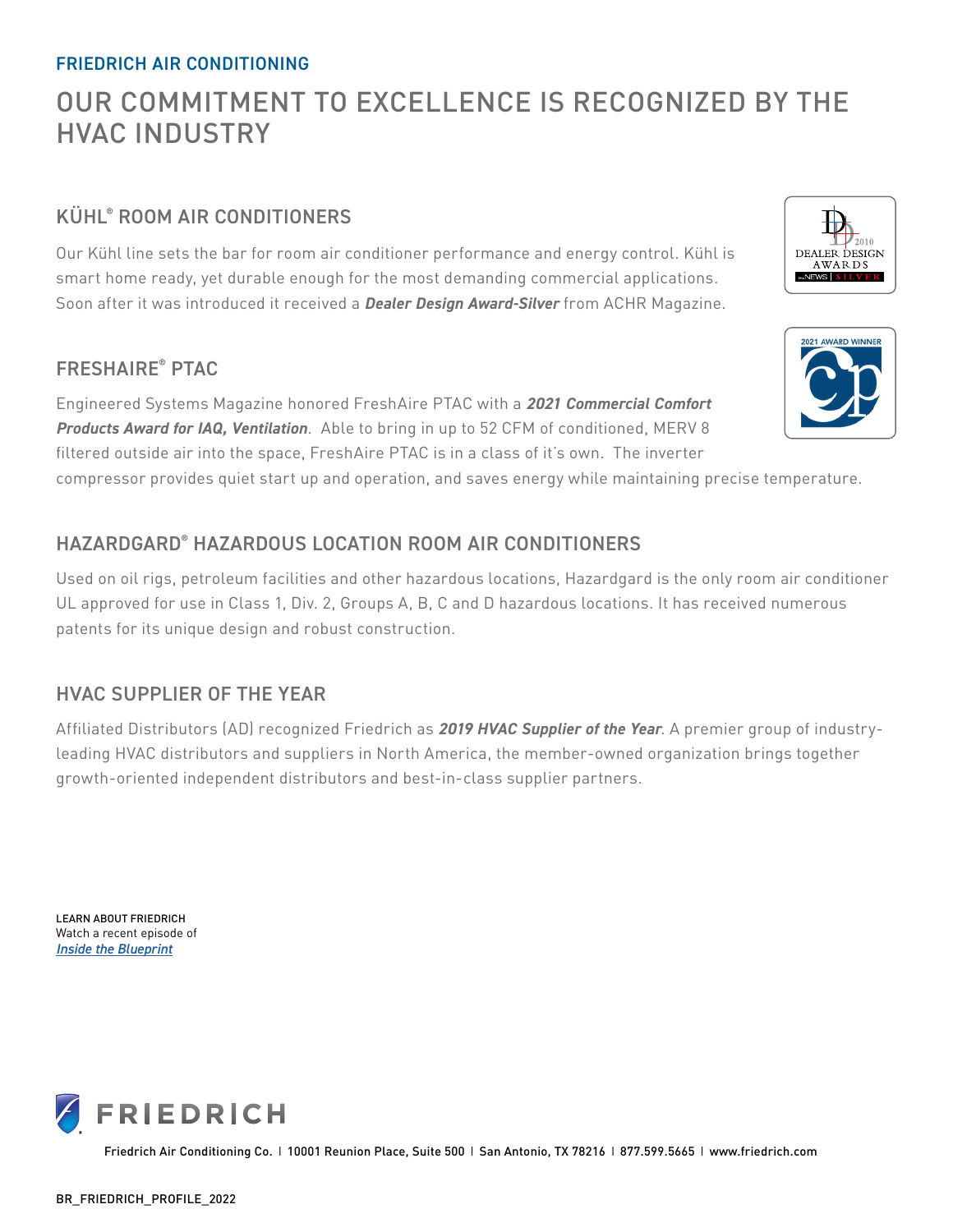FRIEDRICH AIR CONDITIONING

# OUR COMMITMENT TO EXCELLENCE IS RECOGNIZED BY THE HVAC INDUSTRY

## KÜHL® ROOM AIR CONDITIONERS

Our Kühl line sets the bar for room air conditioner performance and energy control. Kühl is smart home ready, yet durable enough for the most demanding commercial applications. Soon after it was introduced it received a ***Dealer Design Award-Silver*** from ACHR Magazine.

## FRESHAIRE® PTAC

Engineered Systems Magazine honored FreshAire PTAC with a ***2021 Commercial Comfort Products Award for IAQ, Ventilation***. Able to bring in up to 52 CFM of conditioned, MERV 8 filtered outside air into the space, FreshAire PTAC is in a class of it's own. The inverter compressor provides quiet start up and operation, and saves energy while maintaining precise temperature.

## HAZARDGARD® HAZARDOUS LOCATION ROOM AIR CONDITIONERS

Used on oil rigs, petroleum facilities and other hazardous locations, Hazardgard is the only room air conditioner UL approved for use in Class 1, Div. 2, Groups A, B, C and D hazardous locations. It has received numerous patents for its unique design and robust construction.

## HVAC SUPPLIER OF THE YEAR

Affiliated Distributors (AD) recognized Friedrich as ***2019 HVAC Supplier of the Year***. A premier group of industry-leading HVAC distributors and suppliers in North America, the member-owned organization brings together growth-oriented independent distributors and best-in-class supplier partners.

LEARN ABOUT FRIEDRICH
Watch a recent episode of
*Inside the Blueprint*

FRIEDRICH

Friedrich Air Conditioning Co. | 10001 Reunion Place, Suite 500 | San Antonio, TX 78216 | 877.599.5665 | www.friedrich.com

BR_FRIEDRICH_PROFILE_2022